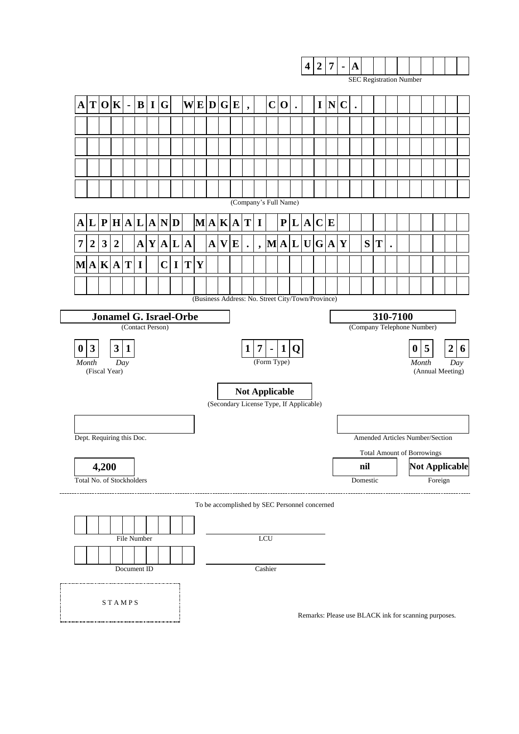**SEC Registration Number:** 427-A

**ATOK-BIG WEDGE, CO. INC.**

(Company's Full Name)

**ALPHALAND MAKATI PLACE**
**7232 AYALA AVE., MALUGAY ST.**
**MAKATI CITY**

(Business Address: No. Street City/Town/Province)

| **Jonamel G. Israel-Orbe** | **310-7100** |
|---|---|
| (Contact Person) | (Company Telephone Number) |

| **03 31** | **17-1Q** | **05 26** |
|---|---|---|
| *Month* *Day* (Fiscal Year) | (Form Type) | *Month* *Day* (Annual Meeting) |

**Not Applicable**

(Secondary License Type, If Applicable)

| | |
|---|---|
| Dept. Requiring this Doc. | Amended Articles Number/Section |

| | Total Amount of Borrowings | |
|---|---|---|
| **4,200** | **nil** | **Not Applicable** |
| Total No. of Stockholders | Domestic | Foreign |

---

To be accomplished by SEC Personnel concerned

File Number

LCU

Document ID

Cashier

STAMPS

Remarks: Please use BLACK ink for scanning purposes.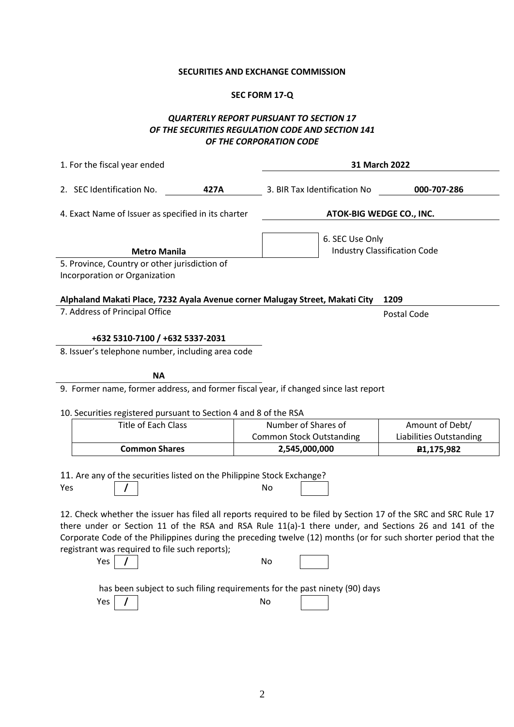**SECURITIES AND EXCHANGE COMMISSION**

**SEC FORM 17-Q**

***QUARTERLY REPORT PURSUANT TO SECTION 17 OF THE SECURITIES REGULATION CODE AND SECTION 141 OF THE CORPORATION CODE***

1. For the fiscal year ended **31 March 2022**

2. SEC Identification No. **427A** 3. BIR Tax Identification No **000-707-286**

4. Exact Name of Issuer as specified in its charter **ATOK-BIG WEDGE CO., INC.**

**Metro Manila**
5. Province, Country or other jurisdiction of Incorporation or Organization

6. SEC Use Only
Industry Classification Code

**Alphaland Makati Place, 7232 Ayala Avenue corner Malugay Street, Makati City** **1209**
7. Address of Principal Office Postal Code

**+632 5310-7100 / +632 5337-2031**
8. Issuer's telephone number, including area code

**NA**
9. Former name, former address, and former fiscal year, if changed since last report

10. Securities registered pursuant to Section 4 and 8 of the RSA

| Title of Each Class | Number of Shares of Common Stock Outstanding | Amount of Debt/ Liabilities Outstanding |
|---|---|---|
| **Common Shares** | **2,545,000,000** | **₱1,175,982** |

11. Are any of the securities listed on the Philippine Stock Exchange?

Yes [ / ] No [ ]

12. Check whether the issuer has filed all reports required to be filed by Section 17 of the SRC and SRC Rule 17 there under or Section 11 of the RSA and RSA Rule 11(a)-1 there under, and Sections 26 and 141 of the Corporate Code of the Philippines during the preceding twelve (12) months (or for such shorter period that the registrant was required to file such reports);

Yes [ / ] No [ ]

has been subject to such filing requirements for the past ninety (90) days

Yes [ / ] No [ ]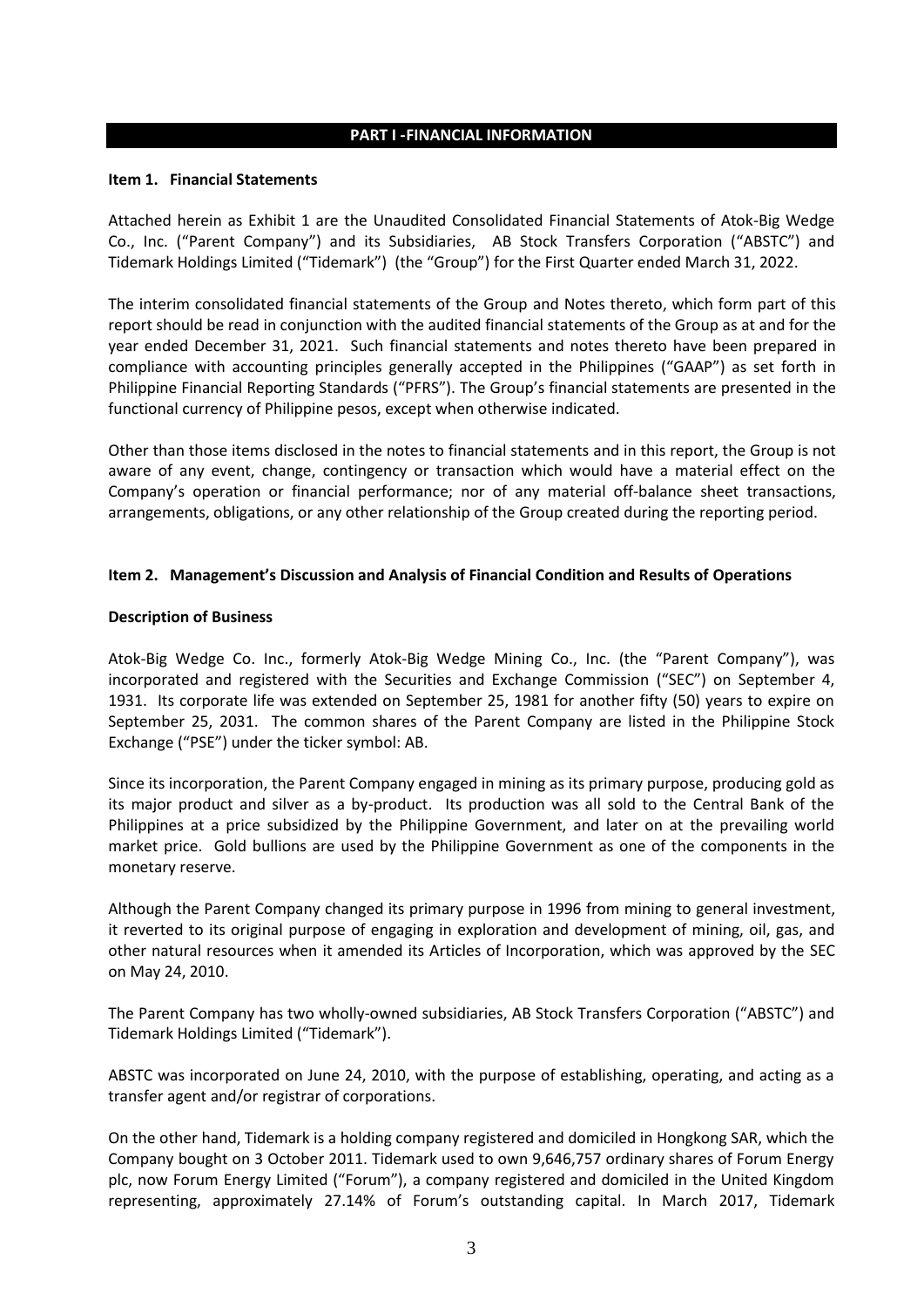## PART I -FINANCIAL INFORMATION

### Item 1. Financial Statements

Attached herein as Exhibit 1 are the Unaudited Consolidated Financial Statements of Atok-Big Wedge Co., Inc. ("Parent Company") and its Subsidiaries, AB Stock Transfers Corporation ("ABSTC") and Tidemark Holdings Limited ("Tidemark") (the "Group") for the First Quarter ended March 31, 2022.

The interim consolidated financial statements of the Group and Notes thereto, which form part of this report should be read in conjunction with the audited financial statements of the Group as at and for the year ended December 31, 2021. Such financial statements and notes thereto have been prepared in compliance with accounting principles generally accepted in the Philippines ("GAAP") as set forth in Philippine Financial Reporting Standards ("PFRS"). The Group's financial statements are presented in the functional currency of Philippine pesos, except when otherwise indicated.

Other than those items disclosed in the notes to financial statements and in this report, the Group is not aware of any event, change, contingency or transaction which would have a material effect on the Company's operation or financial performance; nor of any material off-balance sheet transactions, arrangements, obligations, or any other relationship of the Group created during the reporting period.

### Item 2. Management's Discussion and Analysis of Financial Condition and Results of Operations

**Description of Business**

Atok-Big Wedge Co. Inc., formerly Atok-Big Wedge Mining Co., Inc. (the "Parent Company"), was incorporated and registered with the Securities and Exchange Commission ("SEC") on September 4, 1931. Its corporate life was extended on September 25, 1981 for another fifty (50) years to expire on September 25, 2031. The common shares of the Parent Company are listed in the Philippine Stock Exchange ("PSE") under the ticker symbol: AB.

Since its incorporation, the Parent Company engaged in mining as its primary purpose, producing gold as its major product and silver as a by-product. Its production was all sold to the Central Bank of the Philippines at a price subsidized by the Philippine Government, and later on at the prevailing world market price. Gold bullions are used by the Philippine Government as one of the components in the monetary reserve.

Although the Parent Company changed its primary purpose in 1996 from mining to general investment, it reverted to its original purpose of engaging in exploration and development of mining, oil, gas, and other natural resources when it amended its Articles of Incorporation, which was approved by the SEC on May 24, 2010.

The Parent Company has two wholly-owned subsidiaries, AB Stock Transfers Corporation ("ABSTC") and Tidemark Holdings Limited ("Tidemark").

ABSTC was incorporated on June 24, 2010, with the purpose of establishing, operating, and acting as a transfer agent and/or registrar of corporations.

On the other hand, Tidemark is a holding company registered and domiciled in Hongkong SAR, which the Company bought on 3 October 2011. Tidemark used to own 9,646,757 ordinary shares of Forum Energy plc, now Forum Energy Limited ("Forum"), a company registered and domiciled in the United Kingdom representing, approximately 27.14% of Forum's outstanding capital. In March 2017, Tidemark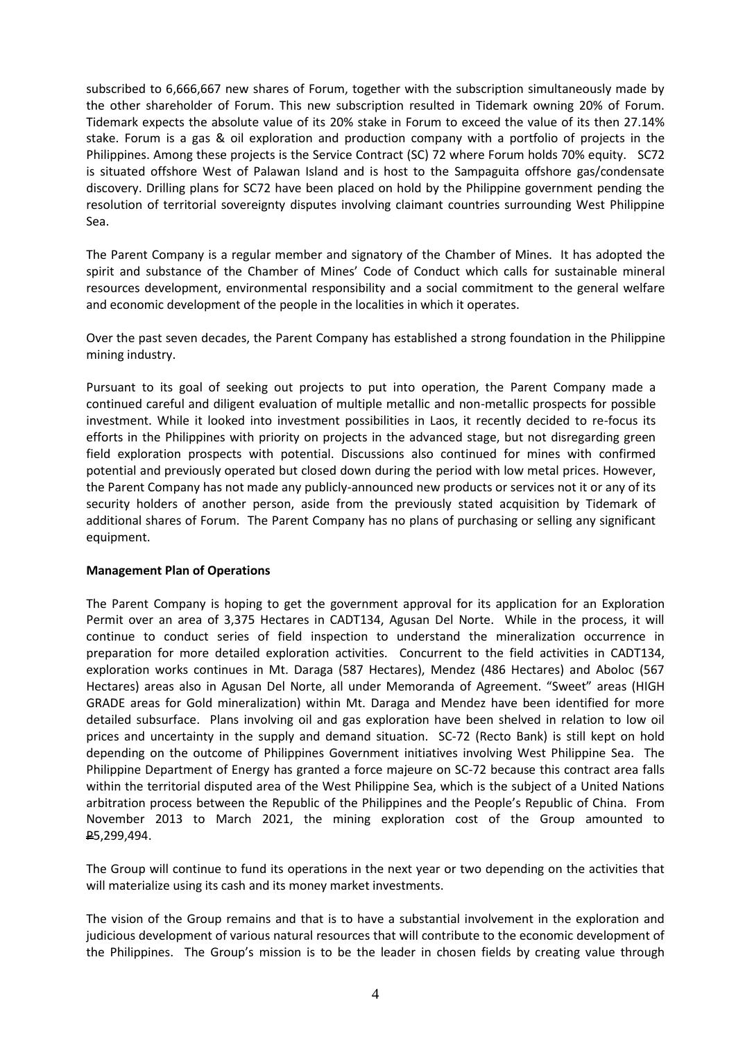subscribed to 6,666,667 new shares of Forum, together with the subscription simultaneously made by the other shareholder of Forum. This new subscription resulted in Tidemark owning 20% of Forum. Tidemark expects the absolute value of its 20% stake in Forum to exceed the value of its then 27.14% stake. Forum is a gas & oil exploration and production company with a portfolio of projects in the Philippines. Among these projects is the Service Contract (SC) 72 where Forum holds 70% equity. SC72 is situated offshore West of Palawan Island and is host to the Sampaguita offshore gas/condensate discovery. Drilling plans for SC72 have been placed on hold by the Philippine government pending the resolution of territorial sovereignty disputes involving claimant countries surrounding West Philippine Sea.

The Parent Company is a regular member and signatory of the Chamber of Mines. It has adopted the spirit and substance of the Chamber of Mines' Code of Conduct which calls for sustainable mineral resources development, environmental responsibility and a social commitment to the general welfare and economic development of the people in the localities in which it operates.

Over the past seven decades, the Parent Company has established a strong foundation in the Philippine mining industry.

Pursuant to its goal of seeking out projects to put into operation, the Parent Company made a continued careful and diligent evaluation of multiple metallic and non-metallic prospects for possible investment. While it looked into investment possibilities in Laos, it recently decided to re-focus its efforts in the Philippines with priority on projects in the advanced stage, but not disregarding green field exploration prospects with potential. Discussions also continued for mines with confirmed potential and previously operated but closed down during the period with low metal prices. However, the Parent Company has not made any publicly-announced new products or services not it or any of its security holders of another person, aside from the previously stated acquisition by Tidemark of additional shares of Forum. The Parent Company has no plans of purchasing or selling any significant equipment.

**Management Plan of Operations**

The Parent Company is hoping to get the government approval for its application for an Exploration Permit over an area of 3,375 Hectares in CADT134, Agusan Del Norte. While in the process, it will continue to conduct series of field inspection to understand the mineralization occurrence in preparation for more detailed exploration activities. Concurrent to the field activities in CADT134, exploration works continues in Mt. Daraga (587 Hectares), Mendez (486 Hectares) and Aboloc (567 Hectares) areas also in Agusan Del Norte, all under Memoranda of Agreement. "Sweet" areas (HIGH GRADE areas for Gold mineralization) within Mt. Daraga and Mendez have been identified for more detailed subsurface. Plans involving oil and gas exploration have been shelved in relation to low oil prices and uncertainty in the supply and demand situation. SC-72 (Recto Bank) is still kept on hold depending on the outcome of Philippines Government initiatives involving West Philippine Sea. The Philippine Department of Energy has granted a force majeure on SC-72 because this contract area falls within the territorial disputed area of the West Philippine Sea, which is the subject of a United Nations arbitration process between the Republic of the Philippines and the People's Republic of China. From November 2013 to March 2021, the mining exploration cost of the Group amounted to ₱5,299,494.

The Group will continue to fund its operations in the next year or two depending on the activities that will materialize using its cash and its money market investments.

The vision of the Group remains and that is to have a substantial involvement in the exploration and judicious development of various natural resources that will contribute to the economic development of the Philippines. The Group's mission is to be the leader in chosen fields by creating value through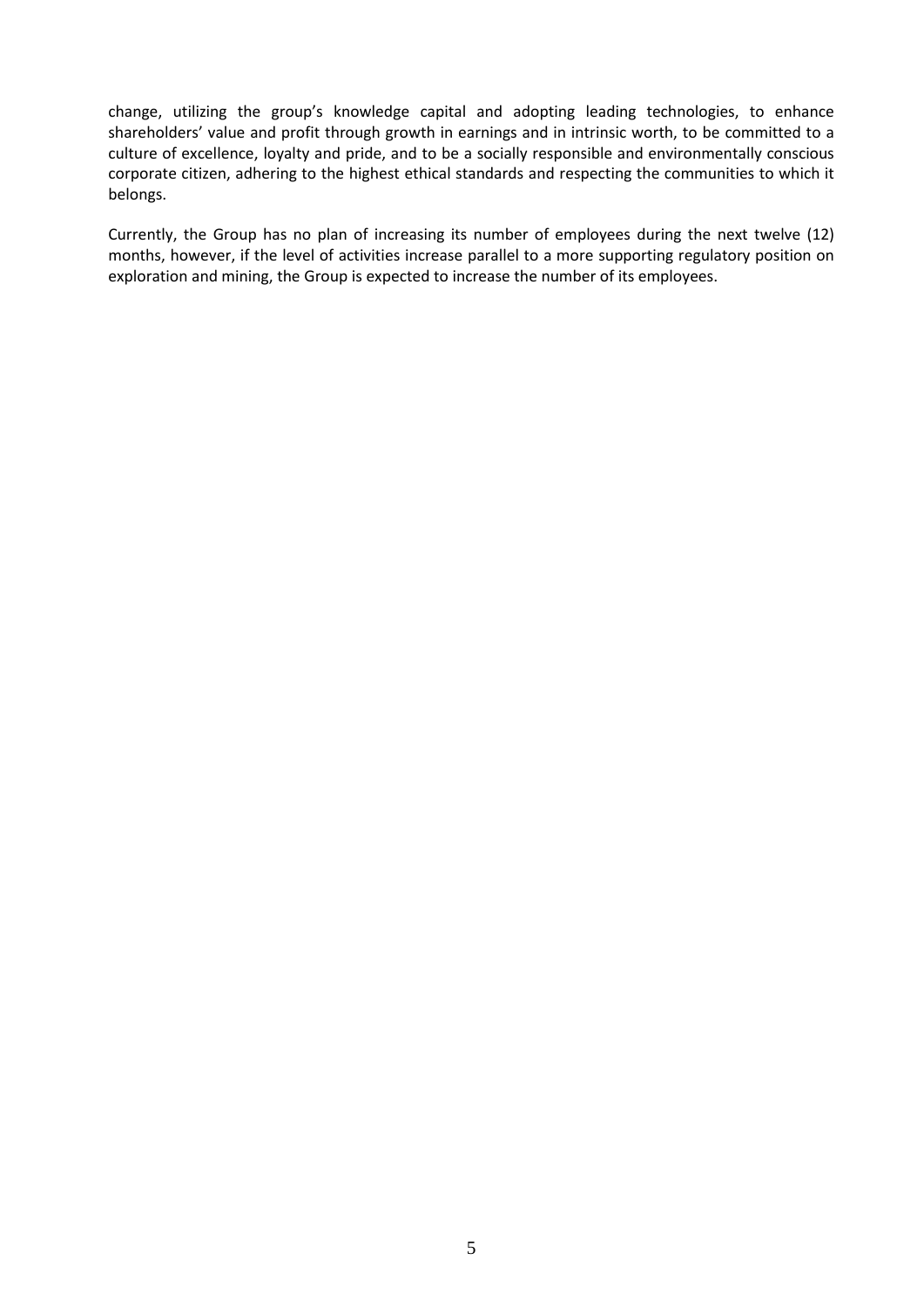change, utilizing the group's knowledge capital and adopting leading technologies, to enhance shareholders' value and profit through growth in earnings and in intrinsic worth, to be committed to a culture of excellence, loyalty and pride, and to be a socially responsible and environmentally conscious corporate citizen, adhering to the highest ethical standards and respecting the communities to which it belongs.

Currently, the Group has no plan of increasing its number of employees during the next twelve (12) months, however, if the level of activities increase parallel to a more supporting regulatory position on exploration and mining, the Group is expected to increase the number of its employees.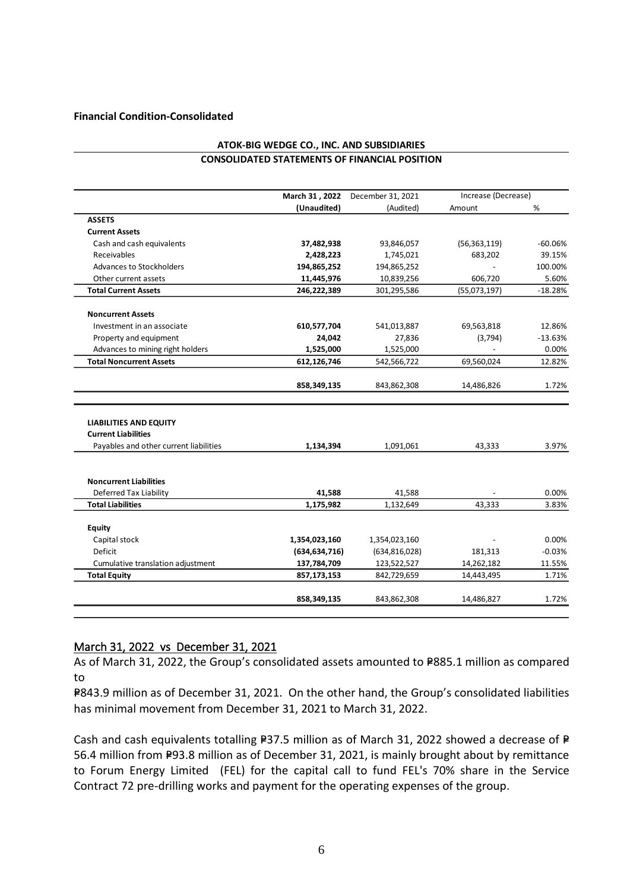**Financial Condition-Consolidated**

**ATOK-BIG WEDGE CO., INC. AND SUBSIDIARIES**
**CONSOLIDATED STATEMENTS OF FINANCIAL POSITION**

| | March 31 , 2022 | December 31, 2021 | Increase (Decrease) | |
|---|---|---|---|---|
| | (Unaudited) | (Audited) | Amount | % |
| **ASSETS** | | | | |
| **Current Assets** | | | | |
| Cash and cash equivalents | **37,482,938** | 93,846,057 | (56,363,119) | -60.06% |
| Receivables | **2,428,223** | 1,745,021 | 683,202 | 39.15% |
| Advances to Stockholders | **194,865,252** | 194,865,252 | - | 100.00% |
| Other current assets | **11,445,976** | 10,839,256 | 606,720 | 5.60% |
| **Total Current Assets** | **246,222,389** | 301,295,586 | (55,073,197) | -18.28% |
| **Noncurrent Assets** | | | | |
| Investment in an associate | **610,577,704** | 541,013,887 | 69,563,818 | 12.86% |
| Property and equipment | **24,042** | 27,836 | (3,794) | -13.63% |
| Advances to mining right holders | **1,525,000** | 1,525,000 | - | 0.00% |
| **Total Noncurrent Assets** | **612,126,746** | 542,566,722 | 69,560,024 | 12.82% |
| | **858,349,135** | 843,862,308 | 14,486,826 | 1.72% |
| **LIABILITIES AND EQUITY** | | | | |
| **Current Liabilities** | | | | |
| Payables and other current liabilities | **1,134,394** | 1,091,061 | 43,333 | 3.97% |
| **Noncurrent Liabilities** | | | | |
| Deferred Tax Liability | **41,588** | 41,588 | - | 0.00% |
| **Total Liabilities** | **1,175,982** | 1,132,649 | 43,333 | 3.83% |
| **Equity** | | | | |
| Capital stock | **1,354,023,160** | 1,354,023,160 | - | 0.00% |
| Deficit | **(634,634,716)** | (634,816,028) | 181,313 | -0.03% |
| Cumulative translation adjustment | **137,784,709** | 123,522,527 | 14,262,182 | 11.55% |
| **Total Equity** | **857,173,153** | 842,729,659 | 14,443,495 | 1.71% |
| | **858,349,135** | 843,862,308 | 14,486,827 | 1.72% |

## March 31, 2022 vs December 31, 2021

As of March 31, 2022, the Group's consolidated assets amounted to ₱885.1 million as compared to ₱843.9 million as of December 31, 2021. On the other hand, the Group's consolidated liabilities has minimal movement from December 31, 2021 to March 31, 2022.

Cash and cash equivalents totalling ₱37.5 million as of March 31, 2022 showed a decrease of ₱ 56.4 million from ₱93.8 million as of December 31, 2021, is mainly brought about by remittance to Forum Energy Limited (FEL) for the capital call to fund FEL's 70% share in the Service Contract 72 pre-drilling works and payment for the operating expenses of the group.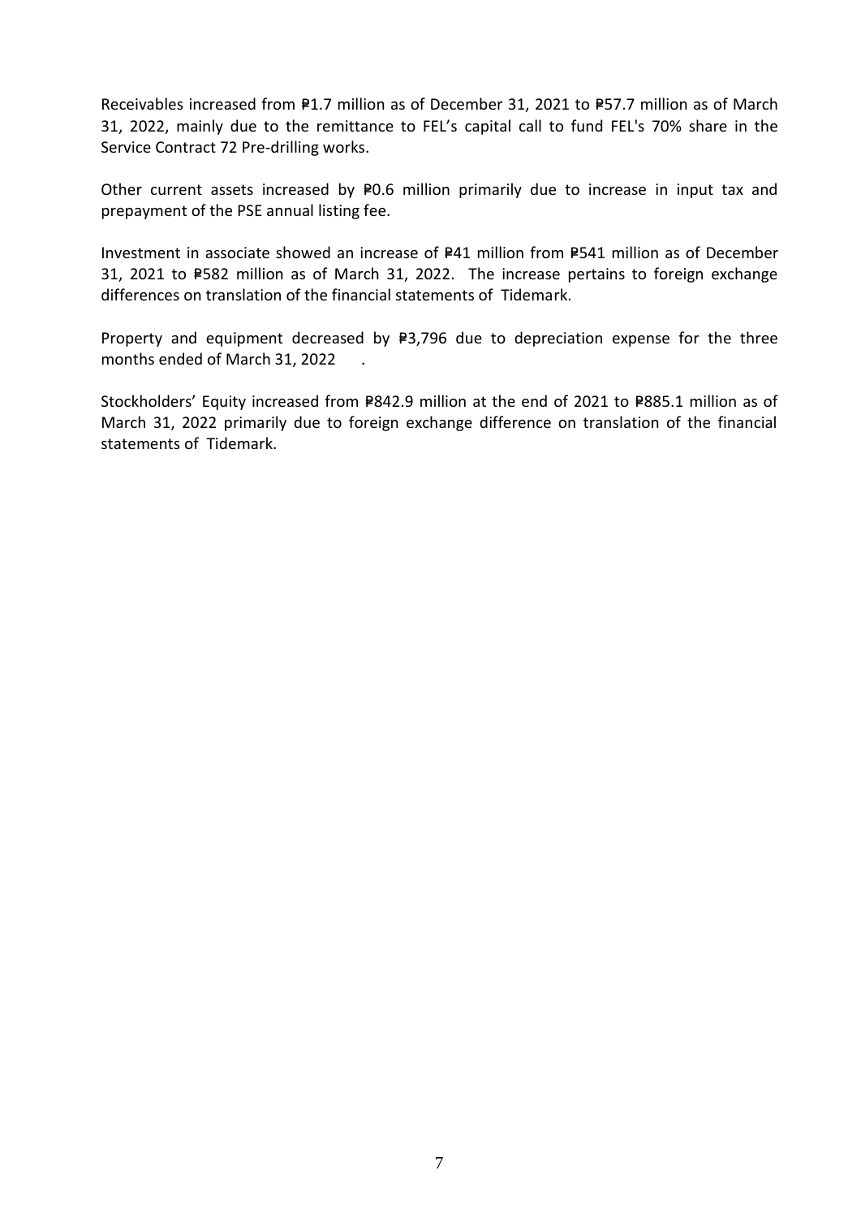Receivables increased from ₱1.7 million as of December 31, 2021 to ₱57.7 million as of March 31, 2022, mainly due to the remittance to FEL's capital call to fund FEL's 70% share in the Service Contract 72 Pre-drilling works.

Other current assets increased by ₱0.6 million primarily due to increase in input tax and prepayment of the PSE annual listing fee.

Investment in associate showed an increase of ₱41 million from ₱541 million as of December 31, 2021 to ₱582 million as of March 31, 2022. The increase pertains to foreign exchange differences on translation of the financial statements of Tidemark.

Property and equipment decreased by ₱3,796 due to depreciation expense for the three months ended of March 31, 2022 .

Stockholders' Equity increased from ₱842.9 million at the end of 2021 to ₱885.1 million as of March 31, 2022 primarily due to foreign exchange difference on translation of the financial statements of Tidemark.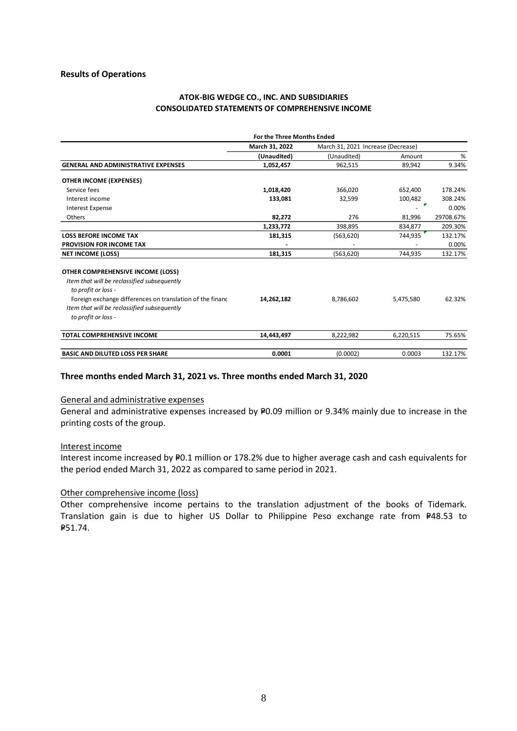**Results of Operations**

**ATOK-BIG WEDGE CO., INC. AND SUBSIDIARIES**
**CONSOLIDATED STATEMENTS OF COMPREHENSIVE INCOME**

| | For the Three Months Ended | | | |
|---|---|---|---|---|
| | **March 31, 2022** | March 31, 2021 | Increase (Decrease) | |
| | **(Unaudited)** | (Unaudited) | Amount | % |
| **GENERAL AND ADMINISTRATIVE EXPENSES** | **1,052,457** | 962,515 | 89,942 | 9.34% |
| **OTHER INCOME (EXPENSES)** | | | | |
| Service fees | **1,018,420** | 366,020 | 652,400 | 178.24% |
| Interest income | **133,081** | 32,599 | 100,482 | 308.24% |
| Interest Expense | | | - | 0.00% |
| Others | **82,272** | 276 | 81,996 | 29708.67% |
| | **1,233,772** | 398,895 | 834,877 | 209.30% |
| **LOSS BEFORE INCOME TAX** | **181,315** | (563,620) | 744,935 | 132.17% |
| **PROVISION FOR INCOME TAX** | **-** | - | - | 0.00% |
| **NET INCOME (LOSS)** | **181,315** | (563,620) | 744,935 | 132.17% |
| **OTHER COMPREHENSIVE INCOME (LOSS)** | | | | |
| *Item that will be reclassified subsequently to profit or loss -* | | | | |
| Foreign exchange differences on translation of the financ | **14,262,182** | 8,786,602 | 5,475,580 | 62.32% |
| *Item that will be reclassified subsequently to profit or loss -* | | | | |
| **TOTAL COMPREHENSIVE INCOME** | **14,443,497** | 8,222,982 | 6,220,515 | 75.65% |
| **BASIC AND DILUTED LOSS PER SHARE** | **0.0001** | (0.0002) | 0.0003 | 132.17% |

**Three months ended March 31, 2021 vs. Three months ended March 31, 2020**

General and administrative expenses

General and administrative expenses increased by ₱0.09 million or 9.34% mainly due to increase in the printing costs of the group.

Interest income

Interest income increased by ₱0.1 million or 178.2% due to higher average cash and cash equivalents for the period ended March 31, 2022 as compared to same period in 2021.

Other comprehensive income (loss)

Other comprehensive income pertains to the translation adjustment of the books of Tidemark. Translation gain is due to higher US Dollar to Philippine Peso exchange rate from ₱48.53 to ₱51.74.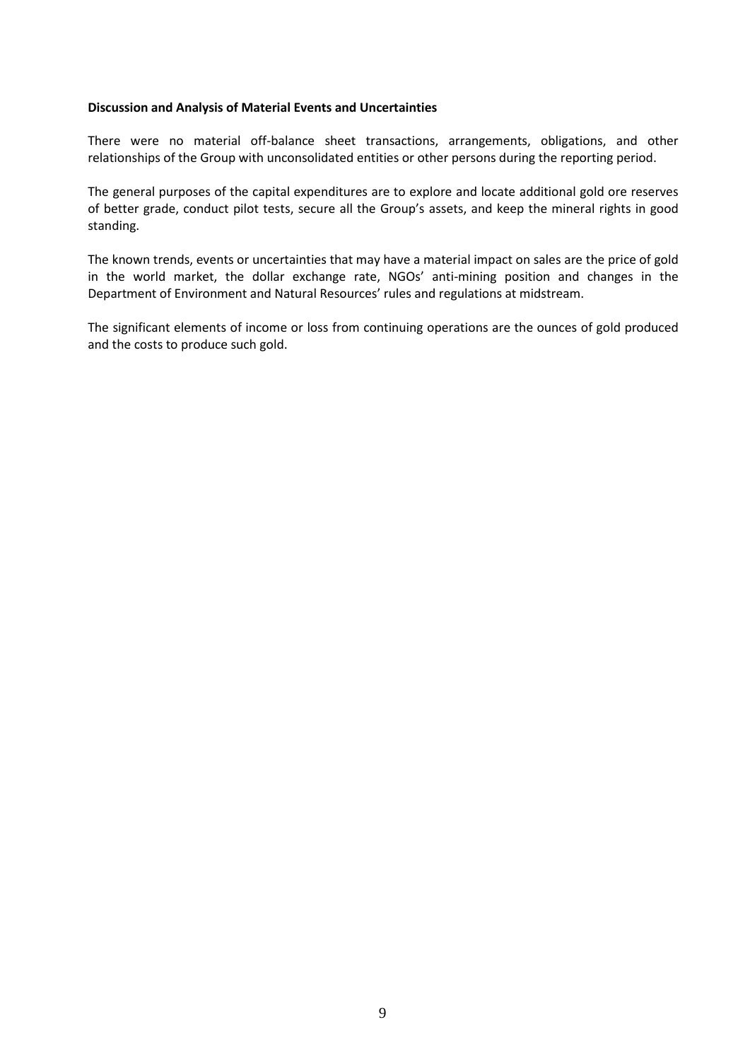**Discussion and Analysis of Material Events and Uncertainties**

There were no material off-balance sheet transactions, arrangements, obligations, and other relationships of the Group with unconsolidated entities or other persons during the reporting period.

The general purposes of the capital expenditures are to explore and locate additional gold ore reserves of better grade, conduct pilot tests, secure all the Group's assets, and keep the mineral rights in good standing.

The known trends, events or uncertainties that may have a material impact on sales are the price of gold in the world market, the dollar exchange rate, NGOs' anti-mining position and changes in the Department of Environment and Natural Resources' rules and regulations at midstream.

The significant elements of income or loss from continuing operations are the ounces of gold produced and the costs to produce such gold.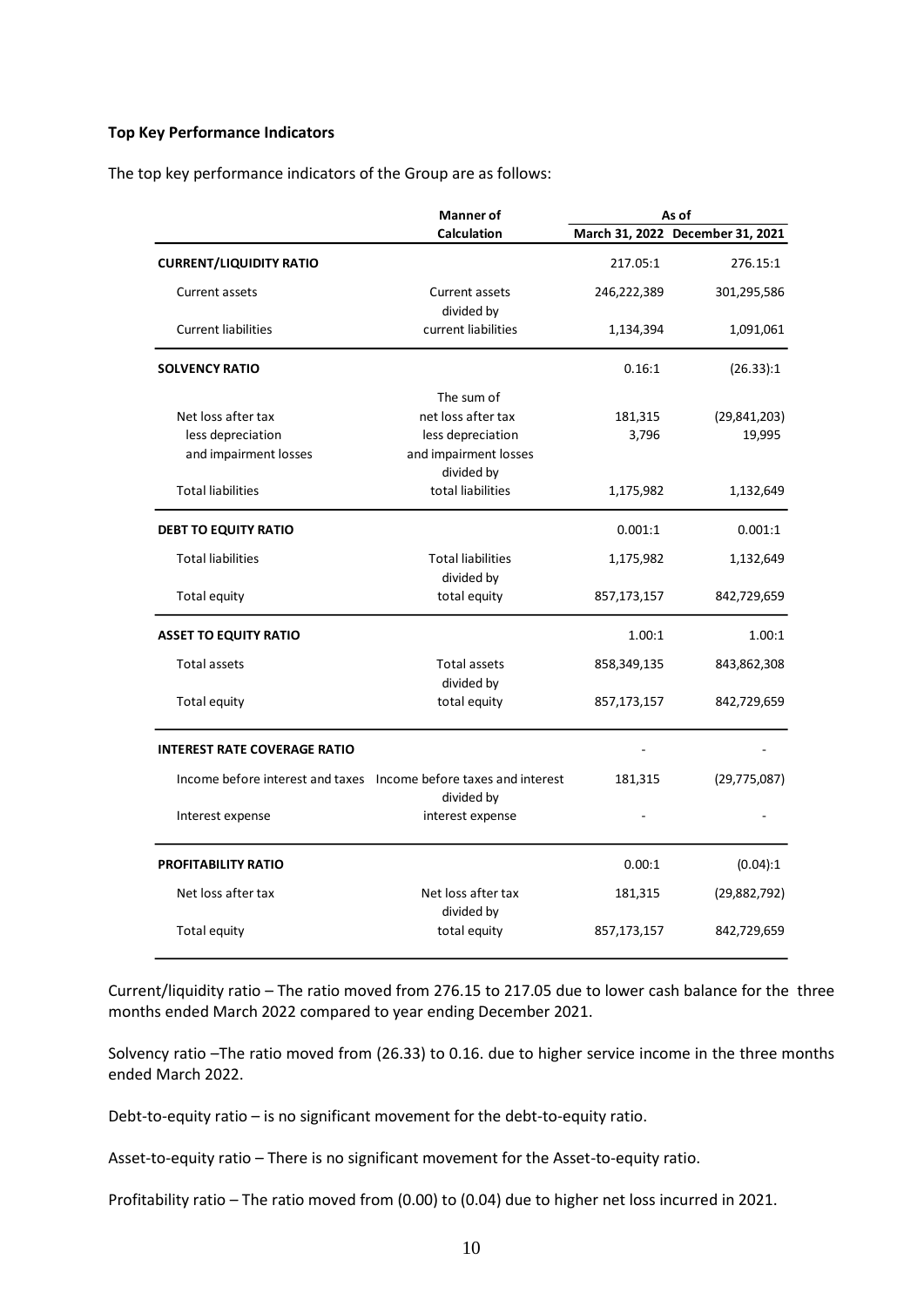**Top Key Performance Indicators**

The top key performance indicators of the Group are as follows:

| | Manner of Calculation | As of March 31, 2022 | As of December 31, 2021 |
|---|---|---|---|
| **CURRENT/LIQUIDITY RATIO** | | 217.05:1 | 276.15:1 |
| Current assets | Current assets divided by | 246,222,389 | 301,295,586 |
| Current liabilities | current liabilities | 1,134,394 | 1,091,061 |
| **SOLVENCY RATIO** | | 0.16:1 | (26.33):1 |
| Net loss after tax | The sum of net loss after tax | 181,315 | (29,841,203) |
| less depreciation and impairment losses | less depreciation and impairment losses divided by | 3,796 | 19,995 |
| Total liabilities | total liabilities | 1,175,982 | 1,132,649 |
| **DEBT TO EQUITY RATIO** | | 0.001:1 | 0.001:1 |
| Total liabilities | Total liabilities divided by | 1,175,982 | 1,132,649 |
| Total equity | total equity | 857,173,157 | 842,729,659 |
| **ASSET TO EQUITY RATIO** | | 1.00:1 | 1.00:1 |
| Total assets | Total assets divided by | 858,349,135 | 843,862,308 |
| Total equity | total equity | 857,173,157 | 842,729,659 |
| **INTEREST RATE COVERAGE RATIO** | | - | - |
| Income before interest and taxes | Income before taxes and interest divided by | 181,315 | (29,775,087) |
| Interest expense | interest expense | - | - |
| **PROFITABILITY RATIO** | | 0.00:1 | (0.04):1 |
| Net loss after tax | Net loss after tax divided by | 181,315 | (29,882,792) |
| Total equity | total equity | 857,173,157 | 842,729,659 |

Current/liquidity ratio – The ratio moved from 276.15 to 217.05 due to lower cash balance for the three months ended March 2022 compared to year ending December 2021.

Solvency ratio –The ratio moved from (26.33) to 0.16. due to higher service income in the three months ended March 2022.

Debt-to-equity ratio – is no significant movement for the debt-to-equity ratio.

Asset-to-equity ratio – There is no significant movement for the Asset-to-equity ratio.

Profitability ratio – The ratio moved from (0.00) to (0.04) due to higher net loss incurred in 2021.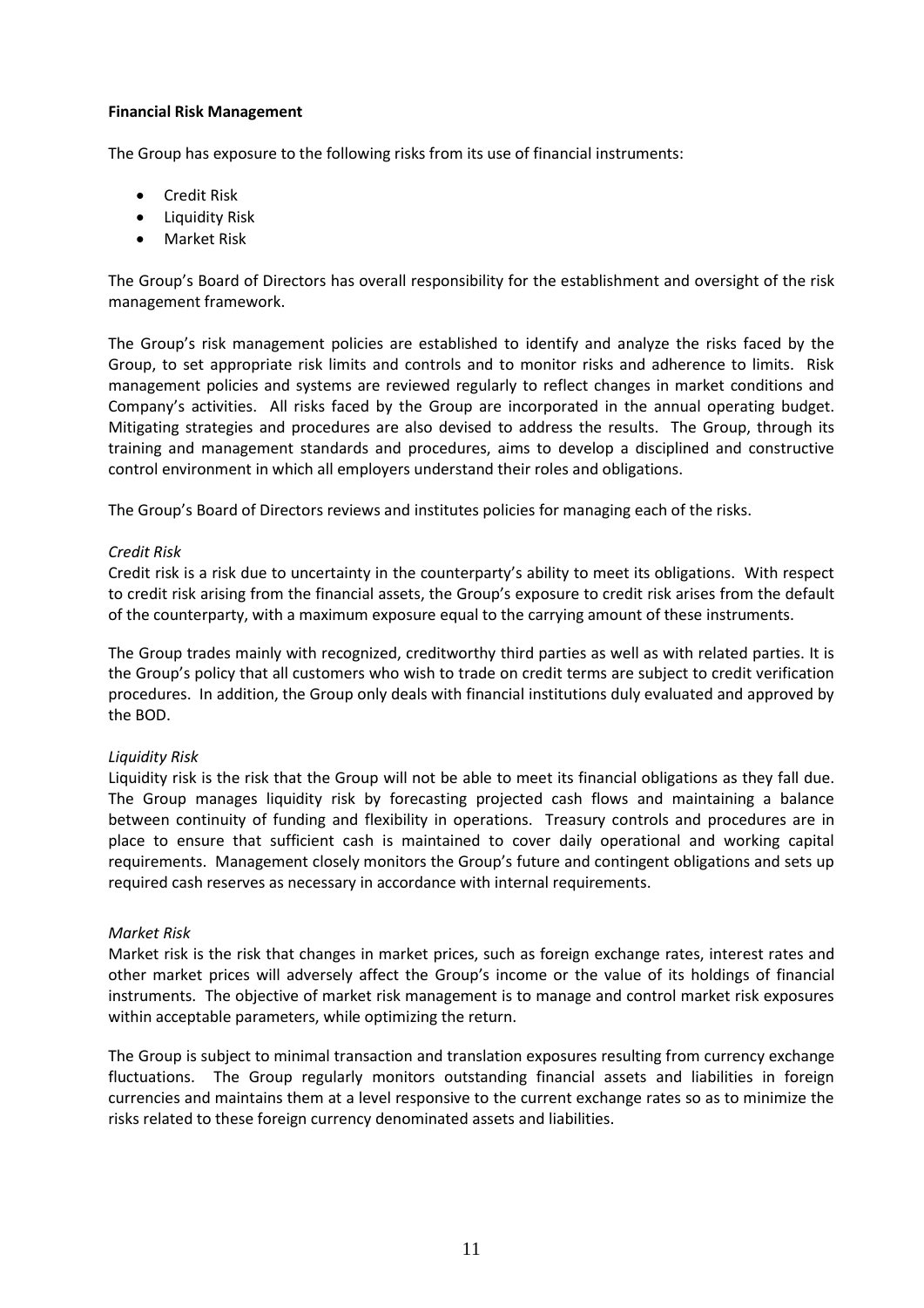**Financial Risk Management**

The Group has exposure to the following risks from its use of financial instruments:

- Credit Risk
- Liquidity Risk
- Market Risk

The Group's Board of Directors has overall responsibility for the establishment and oversight of the risk management framework.

The Group's risk management policies are established to identify and analyze the risks faced by the Group, to set appropriate risk limits and controls and to monitor risks and adherence to limits. Risk management policies and systems are reviewed regularly to reflect changes in market conditions and Company's activities. All risks faced by the Group are incorporated in the annual operating budget. Mitigating strategies and procedures are also devised to address the results. The Group, through its training and management standards and procedures, aims to develop a disciplined and constructive control environment in which all employers understand their roles and obligations.

The Group's Board of Directors reviews and institutes policies for managing each of the risks.

*Credit Risk*

Credit risk is a risk due to uncertainty in the counterparty's ability to meet its obligations. With respect to credit risk arising from the financial assets, the Group's exposure to credit risk arises from the default of the counterparty, with a maximum exposure equal to the carrying amount of these instruments.

The Group trades mainly with recognized, creditworthy third parties as well as with related parties. It is the Group's policy that all customers who wish to trade on credit terms are subject to credit verification procedures. In addition, the Group only deals with financial institutions duly evaluated and approved by the BOD.

*Liquidity Risk*

Liquidity risk is the risk that the Group will not be able to meet its financial obligations as they fall due. The Group manages liquidity risk by forecasting projected cash flows and maintaining a balance between continuity of funding and flexibility in operations. Treasury controls and procedures are in place to ensure that sufficient cash is maintained to cover daily operational and working capital requirements. Management closely monitors the Group's future and contingent obligations and sets up required cash reserves as necessary in accordance with internal requirements.

*Market Risk*

Market risk is the risk that changes in market prices, such as foreign exchange rates, interest rates and other market prices will adversely affect the Group's income or the value of its holdings of financial instruments. The objective of market risk management is to manage and control market risk exposures within acceptable parameters, while optimizing the return.

The Group is subject to minimal transaction and translation exposures resulting from currency exchange fluctuations. The Group regularly monitors outstanding financial assets and liabilities in foreign currencies and maintains them at a level responsive to the current exchange rates so as to minimize the risks related to these foreign currency denominated assets and liabilities.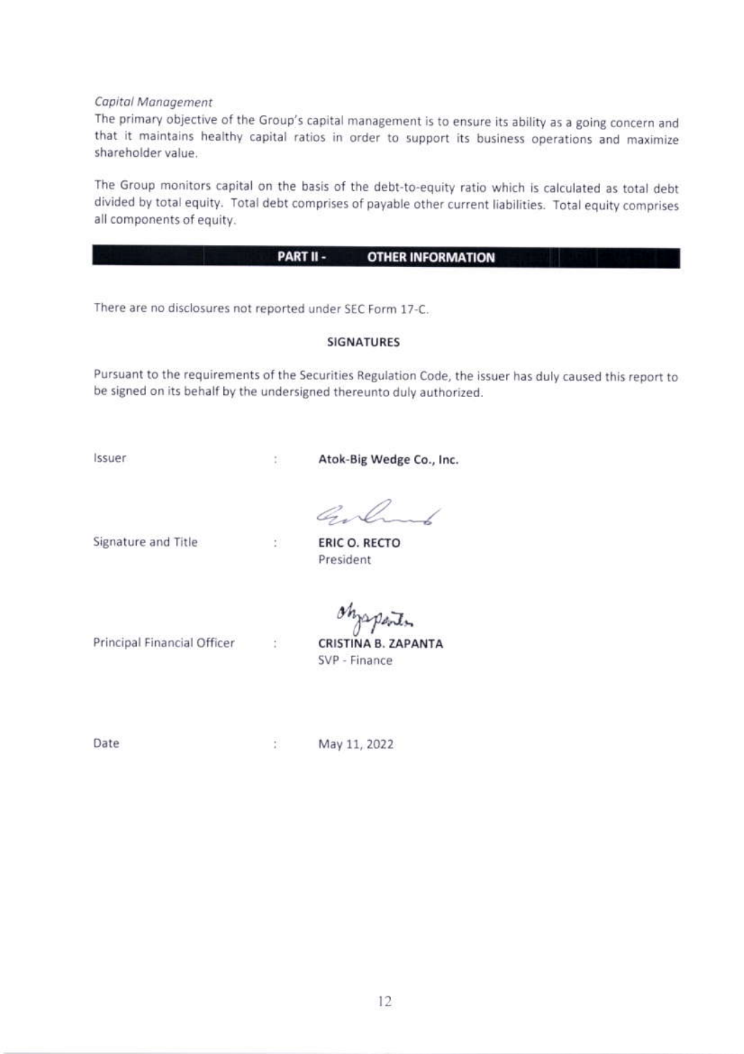*Capital Management*

The primary objective of the Group's capital management is to ensure its ability as a going concern and that it maintains healthy capital ratios in order to support its business operations and maximize shareholder value.

The Group monitors capital on the basis of the debt-to-equity ratio which is calculated as total debt divided by total equity. Total debt comprises of payable other current liabilities. Total equity comprises all components of equity.

## PART II - OTHER INFORMATION

There are no disclosures not reported under SEC Form 17-C.

### SIGNATURES

Pursuant to the requirements of the Securities Regulation Code, the issuer has duly caused this report to be signed on its behalf by the undersigned thereunto duly authorized.

Issuer : **Atok-Big Wedge Co., Inc.**

Signature and Title : **ERIC O. RECTO**
President

Principal Financial Officer : **CRISTINA B. ZAPANTA**
SVP - Finance

Date : May 11, 2022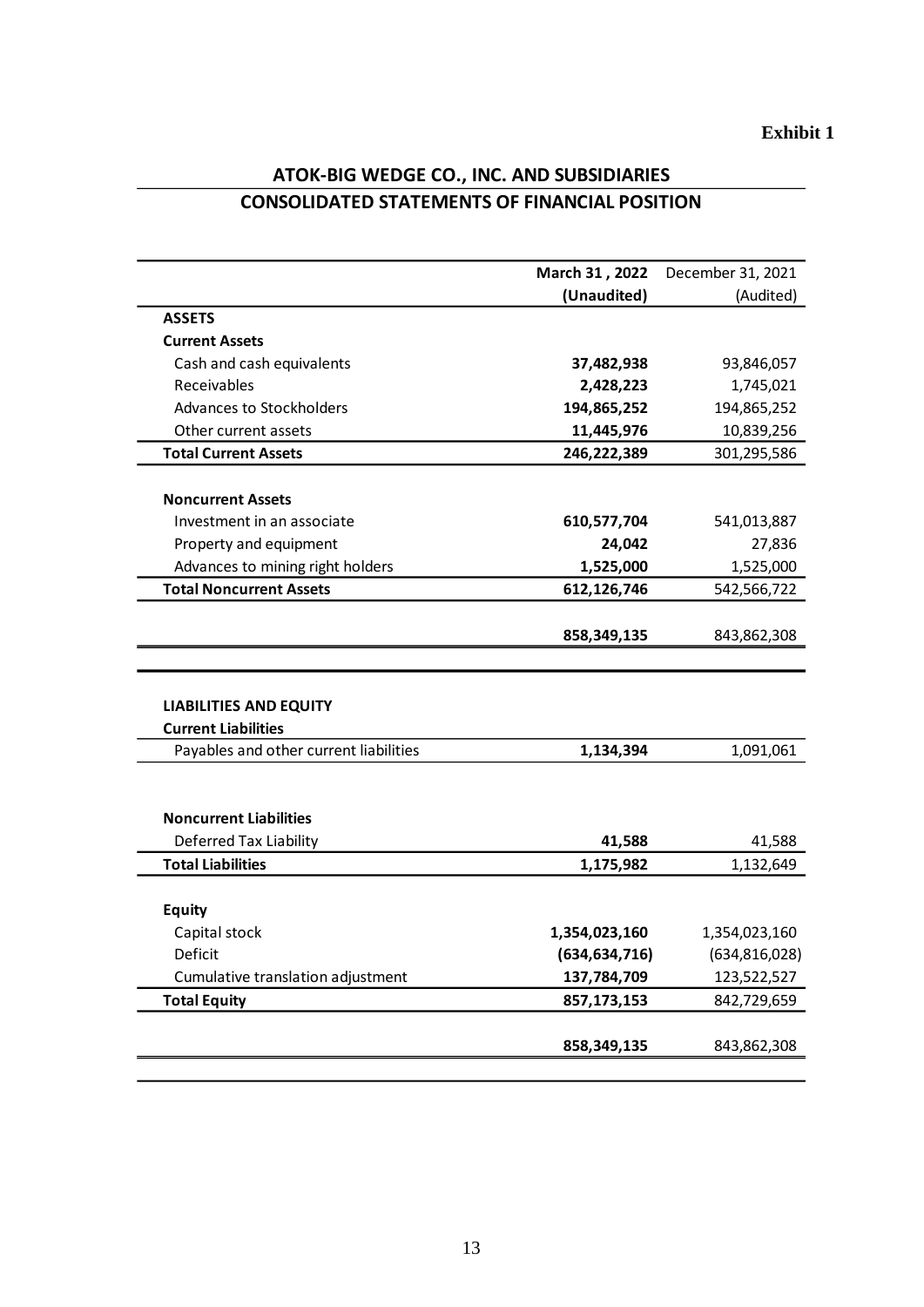**Exhibit 1**

# ATOK-BIG WEDGE CO., INC. AND SUBSIDIARIES

## CONSOLIDATED STATEMENTS OF FINANCIAL POSITION

| | **March 31 , 2022** **(Unaudited)** | December 31, 2021 (Audited) |
|---|---|---|
| **ASSETS** | | |
| **Current Assets** | | |
| Cash and cash equivalents | **37,482,938** | 93,846,057 |
| Receivables | **2,428,223** | 1,745,021 |
| Advances to Stockholders | **194,865,252** | 194,865,252 |
| Other current assets | **11,445,976** | 10,839,256 |
| **Total Current Assets** | **246,222,389** | 301,295,586 |
| | | |
| **Noncurrent Assets** | | |
| Investment in an associate | **610,577,704** | 541,013,887 |
| Property and equipment | **24,042** | 27,836 |
| Advances to mining right holders | **1,525,000** | 1,525,000 |
| **Total Noncurrent Assets** | **612,126,746** | 542,566,722 |
| | | |
| | **858,349,135** | 843,862,308 |
| | | |
| **LIABILITIES AND EQUITY** | | |
| **Current Liabilities** | | |
| Payables and other current liabilities | **1,134,394** | 1,091,061 |
| | | |
| **Noncurrent Liabilities** | | |
| Deferred Tax Liability | **41,588** | 41,588 |
| **Total Liabilities** | **1,175,982** | 1,132,649 |
| | | |
| **Equity** | | |
| Capital stock | **1,354,023,160** | 1,354,023,160 |
| Deficit | **(634,634,716)** | (634,816,028) |
| Cumulative translation adjustment | **137,784,709** | 123,522,527 |
| **Total Equity** | **857,173,153** | 842,729,659 |
| | | |
| | **858,349,135** | 843,862,308 |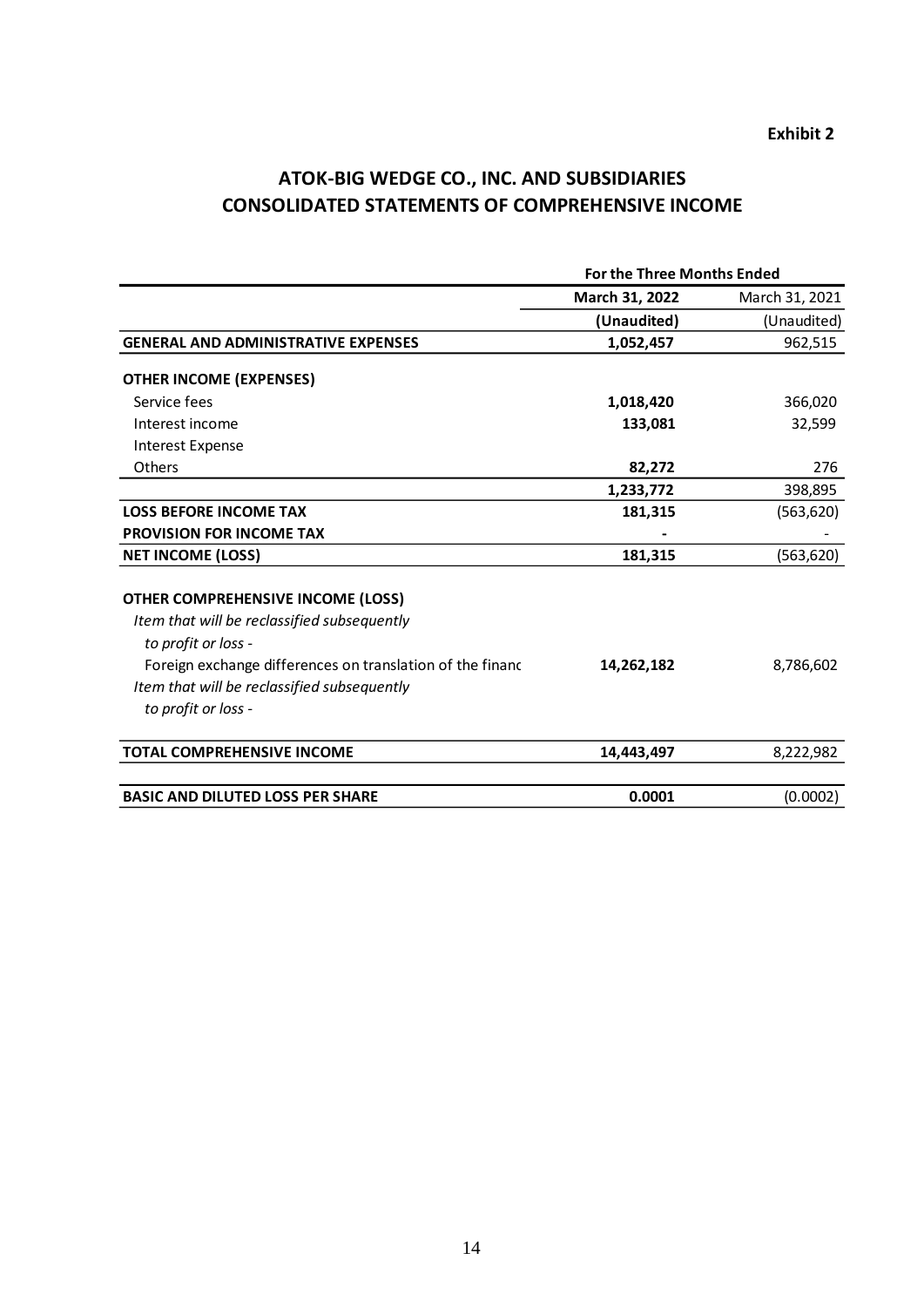**Exhibit 2**

# ATOK-BIG WEDGE CO., INC. AND SUBSIDIARIES
## CONSOLIDATED STATEMENTS OF COMPREHENSIVE INCOME

| | For the Three Months Ended | |
|---|---|---|
| | **March 31, 2022** | March 31, 2021 |
| | **(Unaudited)** | (Unaudited) |
| **GENERAL AND ADMINISTRATIVE EXPENSES** | **1,052,457** | 962,515 |
| | | |
| **OTHER INCOME (EXPENSES)** | | |
| Service fees | **1,018,420** | 366,020 |
| Interest income | **133,081** | 32,599 |
| Interest Expense | | |
| Others | **82,272** | 276 |
| | **1,233,772** | 398,895 |
| **LOSS BEFORE INCOME TAX** | **181,315** | (563,620) |
| **PROVISION FOR INCOME TAX** | **-** | - |
| **NET INCOME (LOSS)** | **181,315** | (563,620) |
| | | |
| **OTHER COMPREHENSIVE INCOME (LOSS)** | | |
| *Item that will be reclassified subsequently to profit or loss -* | | |
| Foreign exchange differences on translation of the financ | **14,262,182** | 8,786,602 |
| *Item that will be reclassified subsequently to profit or loss -* | | |
| | | |
| **TOTAL COMPREHENSIVE INCOME** | **14,443,497** | 8,222,982 |
| | | |
| **BASIC AND DILUTED LOSS PER SHARE** | **0.0001** | (0.0002) |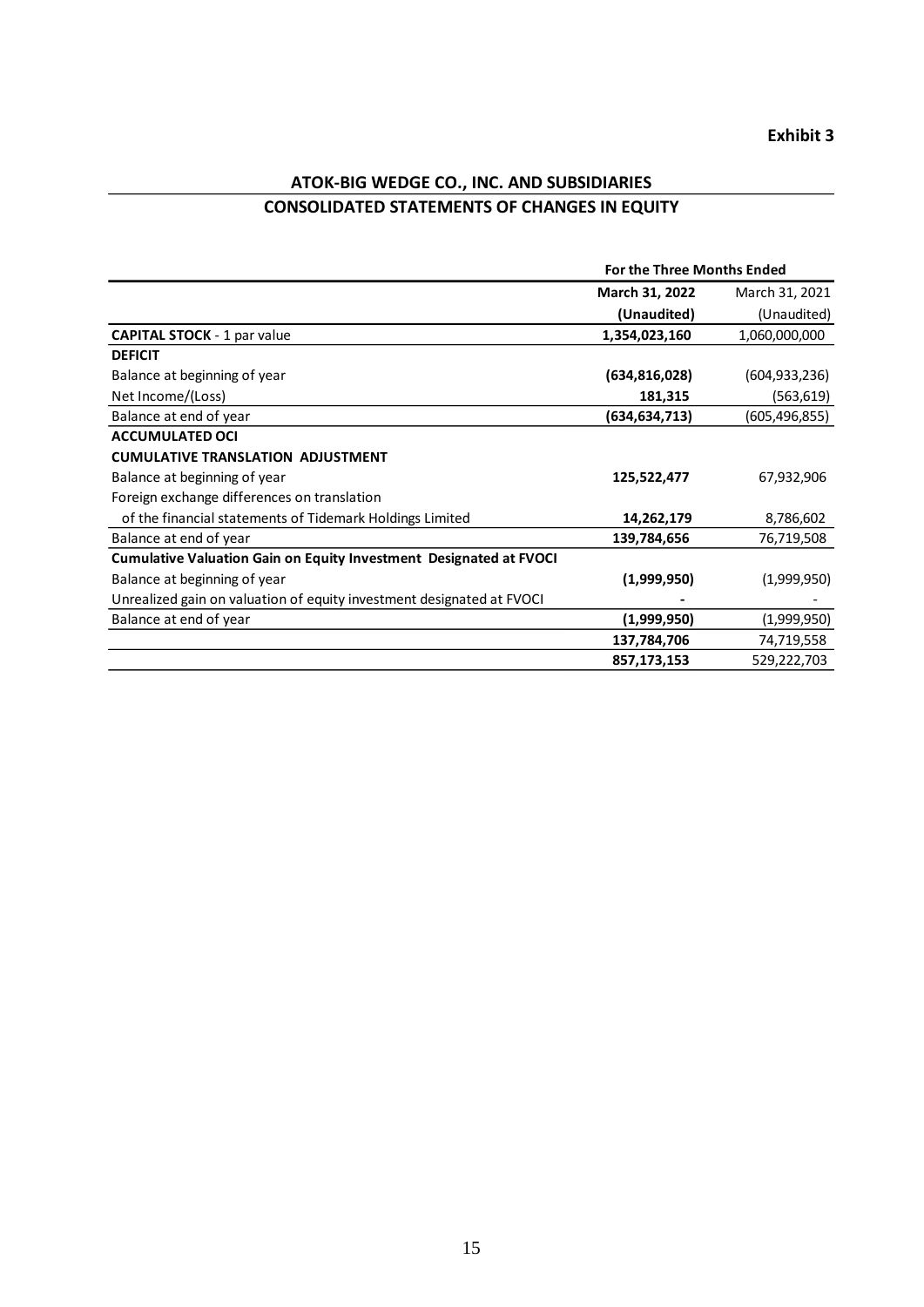**Exhibit 3**

## ATOK-BIG WEDGE CO., INC. AND SUBSIDIARIES
## CONSOLIDATED STATEMENTS OF CHANGES IN EQUITY

| | For the Three Months Ended | |
|---|---|---|
| | **March 31, 2022** | March 31, 2021 |
| | **(Unaudited)** | (Unaudited) |
| **CAPITAL STOCK** - 1 par value | **1,354,023,160** | 1,060,000,000 |
| **DEFICIT** | | |
| Balance at beginning of year | **(634,816,028)** | (604,933,236) |
| Net Income/(Loss) | **181,315** | (563,619) |
| Balance at end of year | **(634,634,713)** | (605,496,855) |
| **ACCUMULATED OCI** | | |
| **CUMULATIVE TRANSLATION ADJUSTMENT** | | |
| Balance at beginning of year | **125,522,477** | 67,932,906 |
| Foreign exchange differences on translation | | |
| of the financial statements of Tidemark Holdings Limited | **14,262,179** | 8,786,602 |
| Balance at end of year | **139,784,656** | 76,719,508 |
| **Cumulative Valuation Gain on Equity Investment Designated at FVOCI** | | |
| Balance at beginning of year | **(1,999,950)** | (1,999,950) |
| Unrealized gain on valuation of equity investment designated at FVOCI | **-** | - |
| Balance at end of year | **(1,999,950)** | (1,999,950) |
| | **137,784,706** | 74,719,558 |
| | **857,173,153** | 529,222,703 |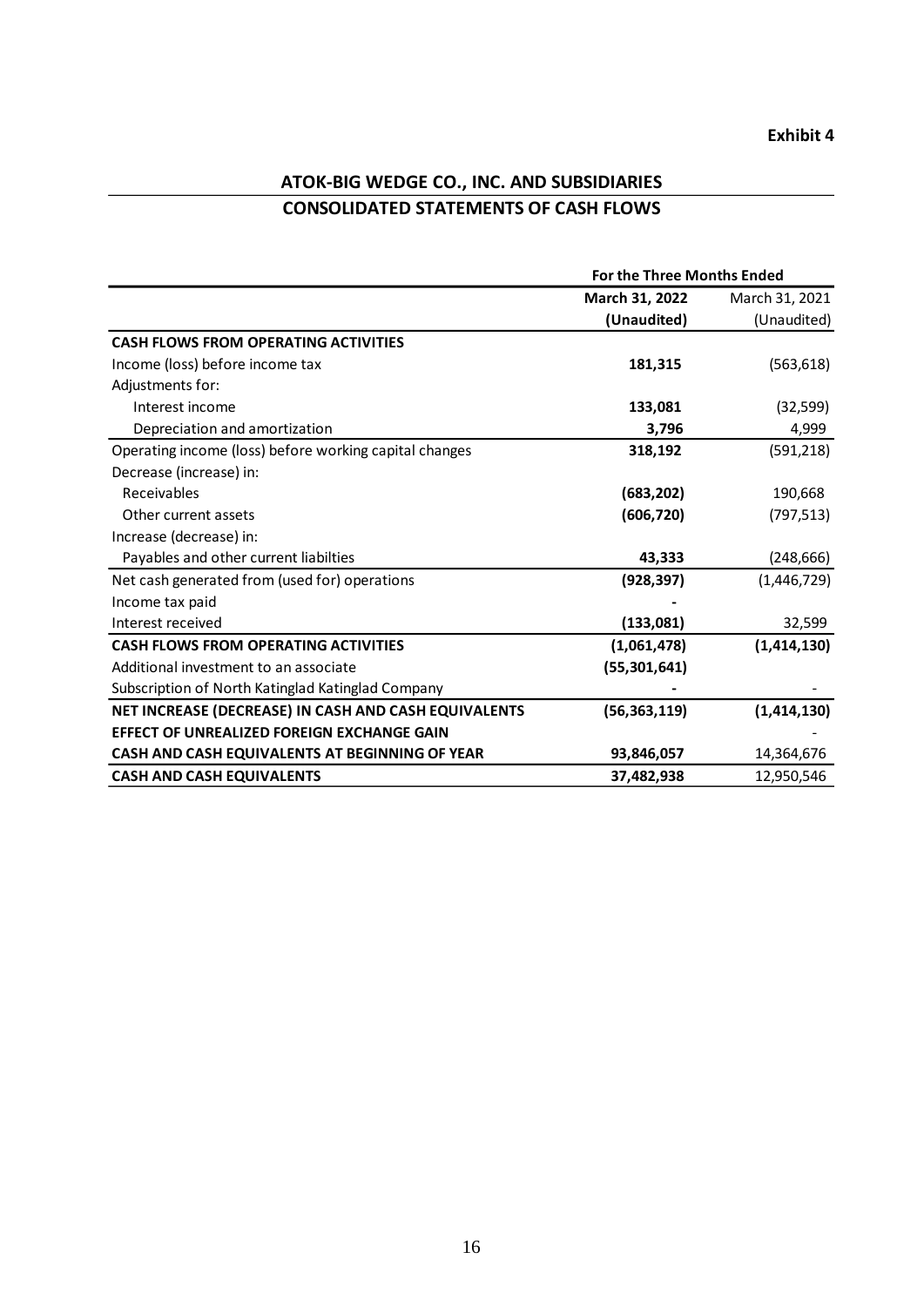**Exhibit 4**

## ATOK-BIG WEDGE CO., INC. AND SUBSIDIARIES

## CONSOLIDATED STATEMENTS OF CASH FLOWS

| | For the Three Months Ended | |
|---|---|---|
| | **March 31, 2022 (Unaudited)** | March 31, 2021 (Unaudited) |
| **CASH FLOWS FROM OPERATING ACTIVITIES** | | |
| Income (loss) before income tax | **181,315** | (563,618) |
| Adjustments for: | | |
| Interest income | **133,081** | (32,599) |
| Depreciation and amortization | **3,796** | 4,999 |
| Operating income (loss) before working capital changes | **318,192** | (591,218) |
| Decrease (increase) in: | | |
| Receivables | **(683,202)** | 190,668 |
| Other current assets | **(606,720)** | (797,513) |
| Increase (decrease) in: | | |
| Payables and other current liabilties | **43,333** | (248,666) |
| Net cash generated from (used for) operations | **(928,397)** | (1,446,729) |
| Income tax paid | **-** | |
| Interest received | **(133,081)** | 32,599 |
| **CASH FLOWS FROM OPERATING ACTIVITIES** | **(1,061,478)** | **(1,414,130)** |
| Additional investment to an associate | **(55,301,641)** | |
| Subscription of North Katinglad Katinglad Company | **-** | - |
| **NET INCREASE (DECREASE) IN CASH AND CASH EQUIVALENTS** | **(56,363,119)** | **(1,414,130)** |
| **EFFECT OF UNREALIZED FOREIGN EXCHANGE GAIN** | | - |
| **CASH AND CASH EQUIVALENTS AT BEGINNING OF YEAR** | **93,846,057** | 14,364,676 |
| **CASH AND CASH EQUIVALENTS** | **37,482,938** | 12,950,546 |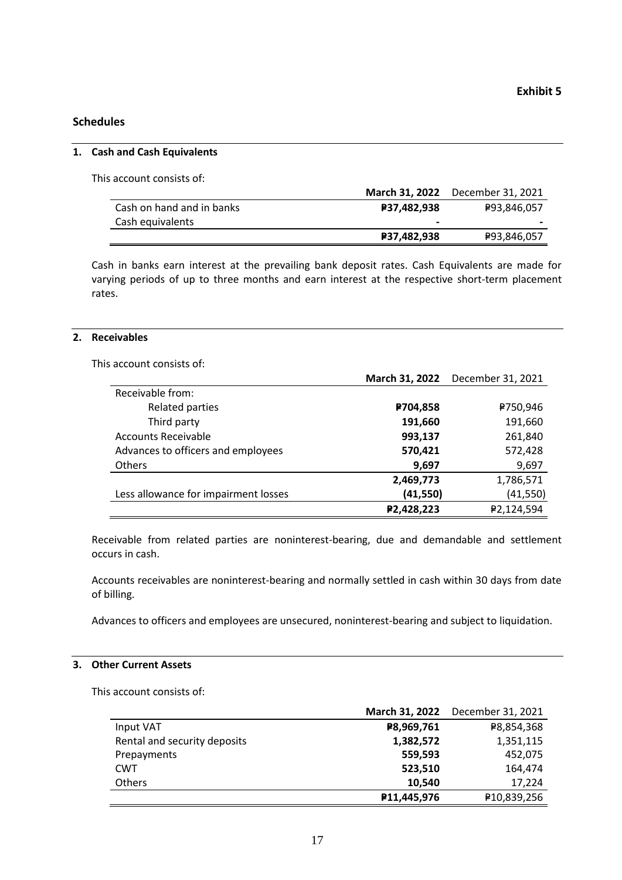**Exhibit 5**

## Schedules

### 1. Cash and Cash Equivalents

This account consists of:

| | **March 31, 2022** | December 31, 2021 |
|---|---|---|
| Cash on hand and in banks | **₱37,482,938** | ₱93,846,057 |
| Cash equivalents | **-** | - |
| | **₱37,482,938** | ₱93,846,057 |

Cash in banks earn interest at the prevailing bank deposit rates. Cash Equivalents are made for varying periods of up to three months and earn interest at the respective short-term placement rates.

### 2. Receivables

This account consists of:

| | **March 31, 2022** | December 31, 2021 |
|---|---|---|
| Receivable from: | | |
| Related parties | **₱704,858** | ₱750,946 |
| Third party | **191,660** | 191,660 |
| Accounts Receivable | **993,137** | 261,840 |
| Advances to officers and employees | **570,421** | 572,428 |
| Others | **9,697** | 9,697 |
| | **2,469,773** | 1,786,571 |
| Less allowance for impairment losses | **(41,550)** | (41,550) |
| | **₱2,428,223** | ₱2,124,594 |

Receivable from related parties are noninterest-bearing, due and demandable and settlement occurs in cash.

Accounts receivables are noninterest-bearing and normally settled in cash within 30 days from date of billing.

Advances to officers and employees are unsecured, noninterest-bearing and subject to liquidation.

### 3. Other Current Assets

This account consists of:

| | **March 31, 2022** | December 31, 2021 |
|---|---|---|
| Input VAT | **₱8,969,761** | ₱8,854,368 |
| Rental and security deposits | **1,382,572** | 1,351,115 |
| Prepayments | **559,593** | 452,075 |
| CWT | **523,510** | 164,474 |
| Others | **10,540** | 17,224 |
| | **₱11,445,976** | ₱10,839,256 |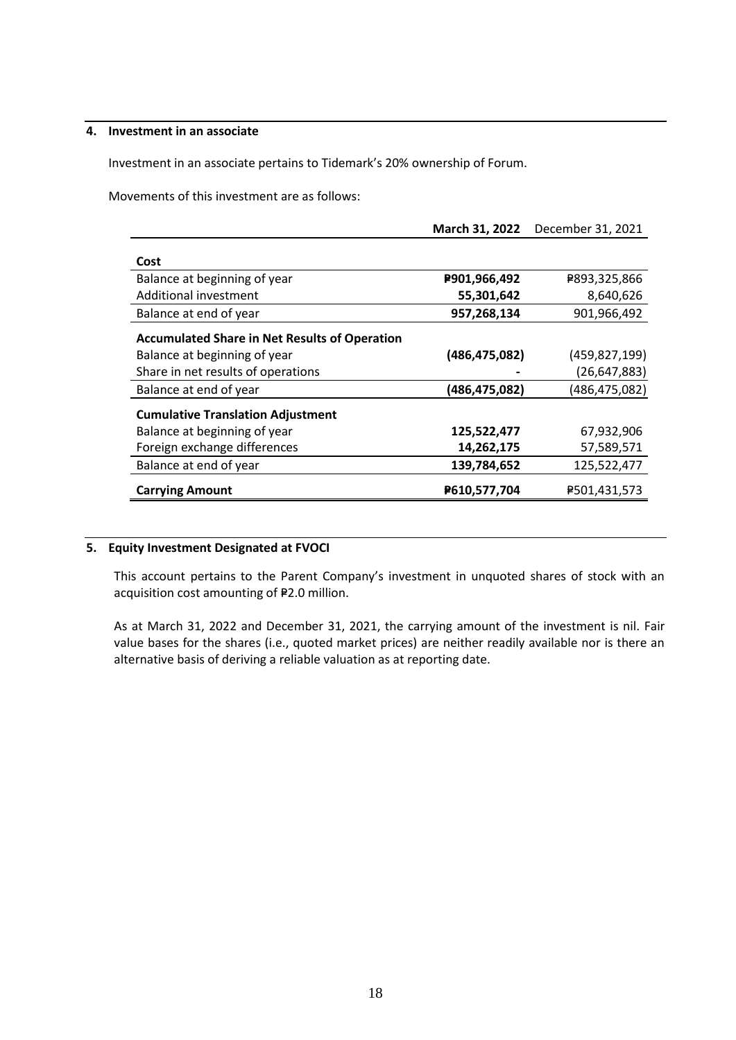## 4. Investment in an associate

Investment in an associate pertains to Tidemark's 20% ownership of Forum.

Movements of this investment are as follows:

| | **March 31, 2022** | December 31, 2021 |
|---|---|---|
| **Cost** | | |
| Balance at beginning of year | **₱901,966,492** | ₱893,325,866 |
| Additional investment | **55,301,642** | 8,640,626 |
| Balance at end of year | **957,268,134** | 901,966,492 |
| **Accumulated Share in Net Results of Operation** | | |
| Balance at beginning of year | **(486,475,082)** | (459,827,199) |
| Share in net results of operations | **-** | (26,647,883) |
| Balance at end of year | **(486,475,082)** | (486,475,082) |
| **Cumulative Translation Adjustment** | | |
| Balance at beginning of year | **125,522,477** | 67,932,906 |
| Foreign exchange differences | **14,262,175** | 57,589,571 |
| Balance at end of year | **139,784,652** | 125,522,477 |
| **Carrying Amount** | **₱610,577,704** | ₱501,431,573 |

## 5. Equity Investment Designated at FVOCI

This account pertains to the Parent Company's investment in unquoted shares of stock with an acquisition cost amounting of ₱2.0 million.

As at March 31, 2022 and December 31, 2021, the carrying amount of the investment is nil. Fair value bases for the shares (i.e., quoted market prices) are neither readily available nor is there an alternative basis of deriving a reliable valuation as at reporting date.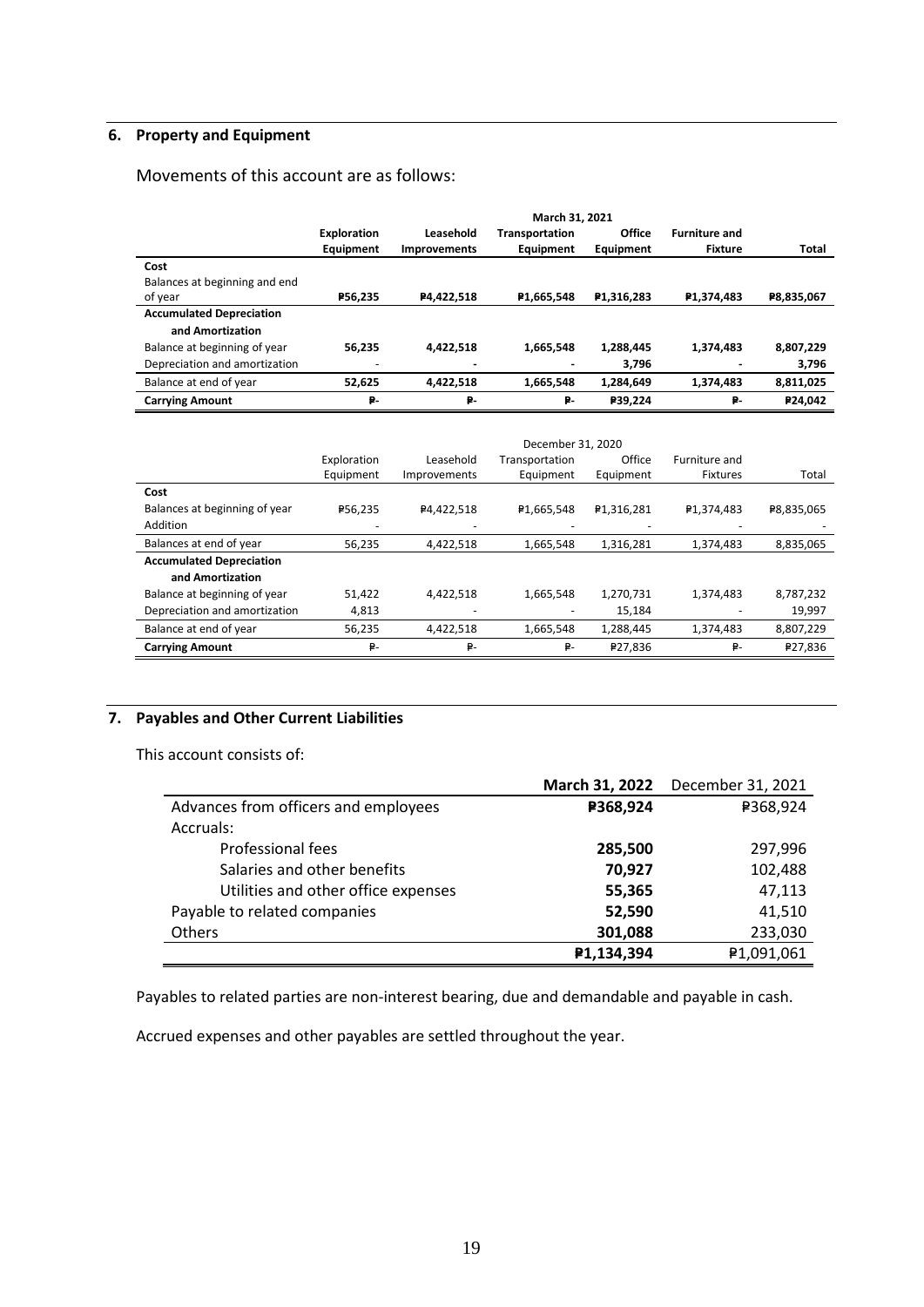## 6. Property and Equipment

Movements of this account are as follows:

| | March 31, 2021 | | | | | |
|---|---|---|---|---|---|---|
| | **Exploration Equipment** | **Leasehold Improvements** | **Transportation Equipment** | **Office Equipment** | **Furniture and Fixture** | **Total** |
| **Cost** | | | | | | |
| Balances at beginning and end of year | **₱56,235** | **₱4,422,518** | **₱1,665,548** | **₱1,316,283** | **₱1,374,483** | **₱8,835,067** |
| **Accumulated Depreciation and Amortization** | | | | | | |
| Balance at beginning of year | **56,235** | **4,422,518** | **1,665,548** | **1,288,445** | **1,374,483** | **8,807,229** |
| Depreciation and amortization | - | - | - | **3,796** | - | **3,796** |
| Balance at end of year | **52,625** | **4,422,518** | **1,665,548** | **1,284,649** | **1,374,483** | **8,811,025** |
| **Carrying Amount** | **₱-** | **₱-** | **₱-** | **₱39,224** | **₱-** | **₱24,042** |

| | December 31, 2020 | | | | | |
|---|---|---|---|---|---|---|
| | Exploration Equipment | Leasehold Improvements | Transportation Equipment | Office Equipment | Furniture and Fixtures | Total |
| **Cost** | | | | | | |
| Balances at beginning of year | ₱56,235 | ₱4,422,518 | ₱1,665,548 | ₱1,316,281 | ₱1,374,483 | ₱8,835,065 |
| Addition | - | - | - | - | - | - |
| Balances at end of year | 56,235 | 4,422,518 | 1,665,548 | 1,316,281 | 1,374,483 | 8,835,065 |
| **Accumulated Depreciation and Amortization** | | | | | | |
| Balance at beginning of year | 51,422 | 4,422,518 | 1,665,548 | 1,270,731 | 1,374,483 | 8,787,232 |
| Depreciation and amortization | 4,813 | - | - | 15,184 | - | 19,997 |
| Balance at end of year | 56,235 | 4,422,518 | 1,665,548 | 1,288,445 | 1,374,483 | 8,807,229 |
| **Carrying Amount** | ₱- | ₱- | ₱- | ₱27,836 | ₱- | ₱27,836 |

## 7. Payables and Other Current Liabilities

This account consists of:

| | **March 31, 2022** | December 31, 2021 |
|---|---|---|
| Advances from officers and employees | **₱368,924** | ₱368,924 |
| Accruals: | | |
| Professional fees | **285,500** | 297,996 |
| Salaries and other benefits | **70,927** | 102,488 |
| Utilities and other office expenses | **55,365** | 47,113 |
| Payable to related companies | **52,590** | 41,510 |
| Others | **301,088** | 233,030 |
| | **₱1,134,394** | ₱1,091,061 |

Payables to related parties are non-interest bearing, due and demandable and payable in cash.

Accrued expenses and other payables are settled throughout the year.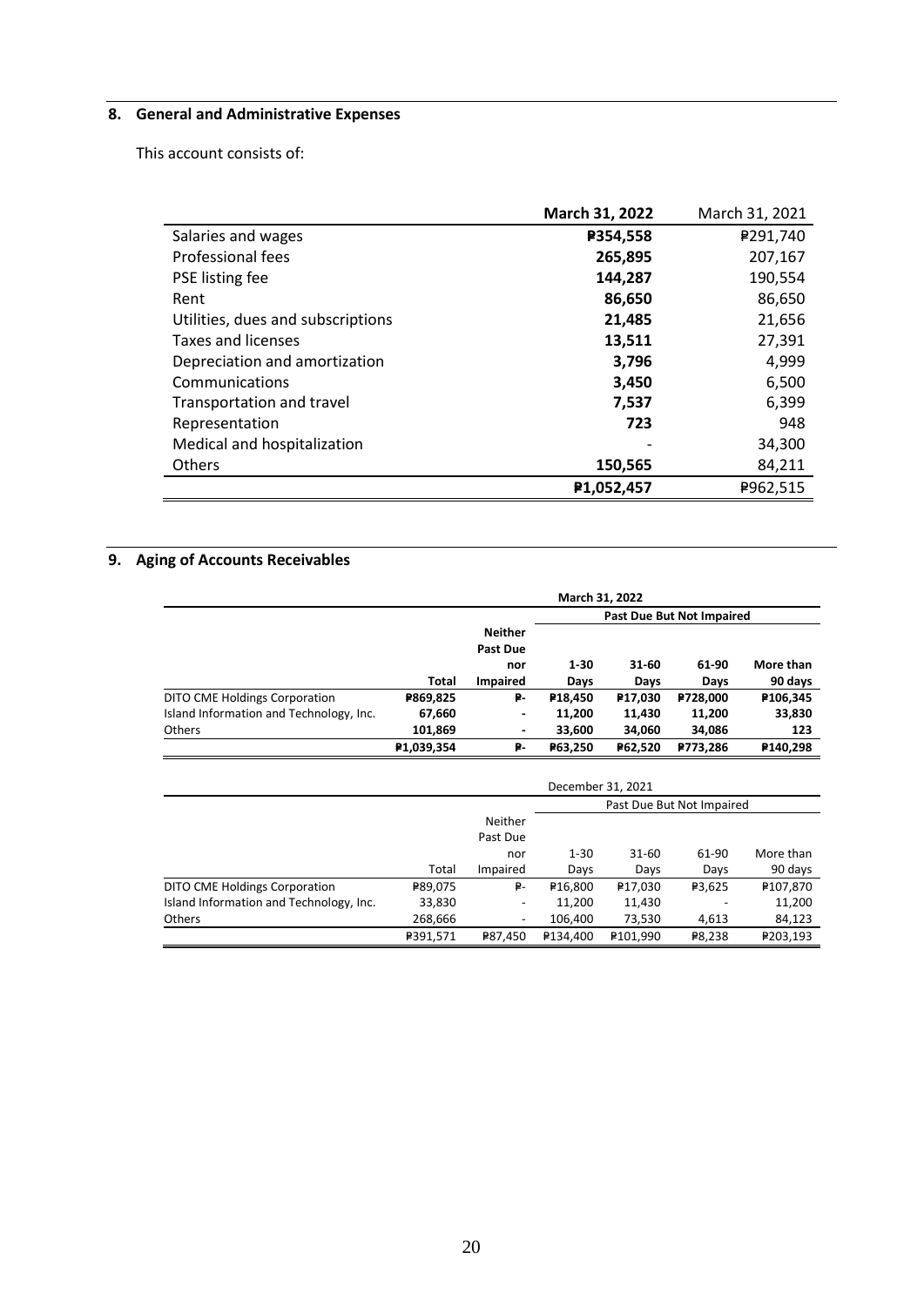## 8. General and Administrative Expenses

This account consists of:

| | March 31, 2022 | March 31, 2021 |
|---|---|---|
| Salaries and wages | **₱354,558** | ₱291,740 |
| Professional fees | **265,895** | 207,167 |
| PSE listing fee | **144,287** | 190,554 |
| Rent | **86,650** | 86,650 |
| Utilities, dues and subscriptions | **21,485** | 21,656 |
| Taxes and licenses | **13,511** | 27,391 |
| Depreciation and amortization | **3,796** | 4,999 |
| Communications | **3,450** | 6,500 |
| Transportation and travel | **7,537** | 6,399 |
| Representation | **723** | 948 |
| Medical and hospitalization | - | 34,300 |
| Others | **150,565** | 84,211 |
| | **₱1,052,457** | ₱962,515 |

## 9. Aging of Accounts Receivables

| | March 31, 2022 | | | | | |
|---|---|---|---|---|---|---|
| | | | Past Due But Not Impaired | | | |
| | **Total** | **Neither Past Due nor Impaired** | **1-30 Days** | **31-60 Days** | **61-90 Days** | **More than 90 days** |
| DITO CME Holdings Corporation | **₱869,825** | **₱-** | **₱18,450** | **₱17,030** | **₱728,000** | **₱106,345** |
| Island Information and Technology, Inc. | **67,660** | **-** | **11,200** | **11,430** | **11,200** | **33,830** |
| Others | **101,869** | **-** | **33,600** | **34,060** | **34,086** | **123** |
| | **₱1,039,354** | **₱-** | **₱63,250** | **₱62,520** | **₱773,286** | **₱140,298** |

| | December 31, 2021 | | | | | |
|---|---|---|---|---|---|---|
| | | | Past Due But Not Impaired | | | |
| | Total | Neither Past Due nor Impaired | 1-30 Days | 31-60 Days | 61-90 Days | More than 90 days |
| DITO CME Holdings Corporation | ₱89,075 | ₱- | ₱16,800 | ₱17,030 | ₱3,625 | ₱107,870 |
| Island Information and Technology, Inc. | 33,830 | - | 11,200 | 11,430 | - | 11,200 |
| Others | 268,666 | - | 106,400 | 73,530 | 4,613 | 84,123 |
| | ₱391,571 | ₱87,450 | ₱134,400 | ₱101,990 | ₱8,238 | ₱203,193 |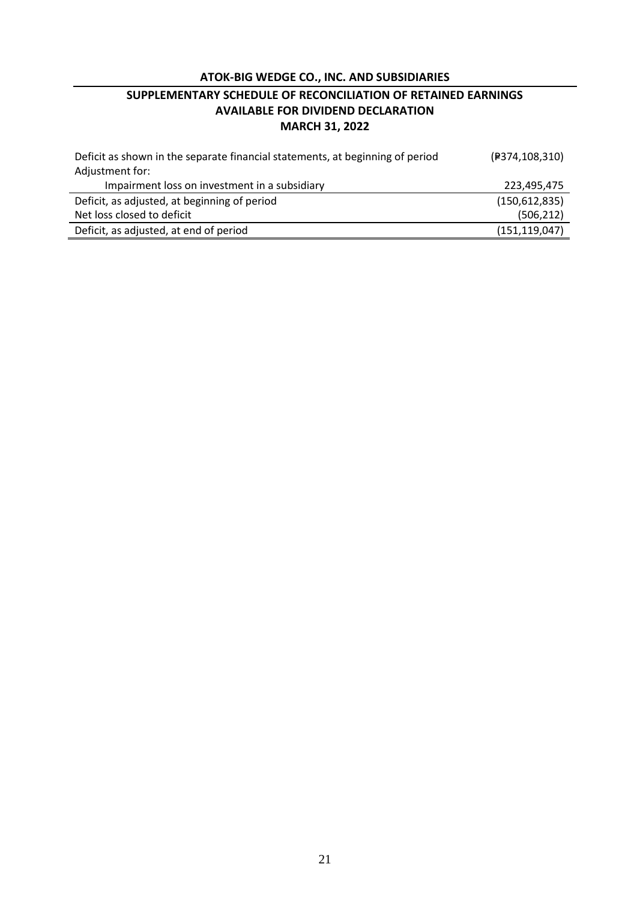**ATOK-BIG WEDGE CO., INC. AND SUBSIDIARIES**

**SUPPLEMENTARY SCHEDULE OF RECONCILIATION OF RETAINED EARNINGS AVAILABLE FOR DIVIDEND DECLARATION**

**MARCH 31, 2022**

| | |
|---|---|
| Deficit as shown in the separate financial statements, at beginning of period | (₱374,108,310) |
| Adjustment for: | |
| Impairment loss on investment in a subsidiary | 223,495,475 |
| Deficit, as adjusted, at beginning of period | (150,612,835) |
| Net loss closed to deficit | (506,212) |
| Deficit, as adjusted, at end of period | (151,119,047) |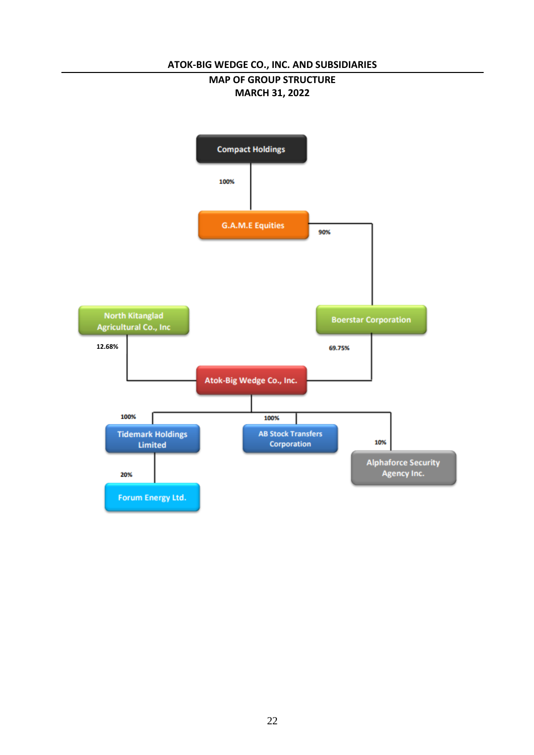**ATOK-BIG WEDGE CO., INC. AND SUBSIDIARIES**

**MAP OF GROUP STRUCTURE**
**MARCH 31, 2022**

- Compact Holdings
  - 100% → G.A.M.E Equities
    - 90% → Boerstar Corporation
      - 69.75% → Atok-Big Wedge Co., Inc.
- North Kitanglad Agricultural Co., Inc
  - 12.68% → Atok-Big Wedge Co., Inc.
- Atok-Big Wedge Co., Inc.
  - 100% → Tidemark Holdings Limited
    - 20% → Forum Energy Ltd.
  - 100% → AB Stock Transfers Corporation
  - 10% → Alphaforce Security Agency Inc.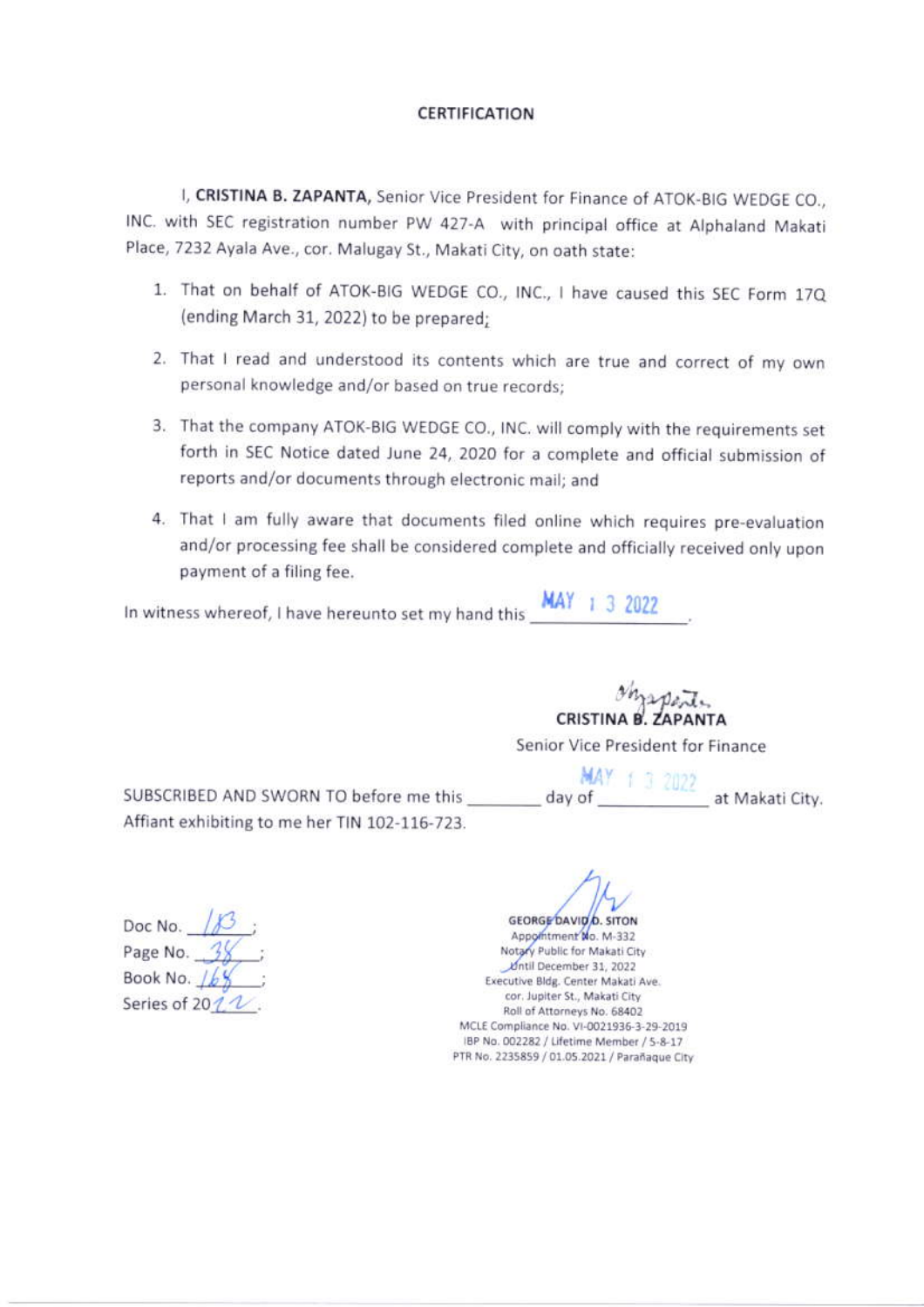## CERTIFICATION

I, **CRISTINA B. ZAPANTA,** Senior Vice President for Finance of ATOK-BIG WEDGE CO., INC. with SEC registration number PW 427-A with principal office at Alphaland Makati Place, 7232 Ayala Ave., cor. Malugay St., Makati City, on oath state:

1. That on behalf of ATOK-BIG WEDGE CO., INC., I have caused this SEC Form 17Q (ending March 31, 2022) to be prepared;
2. That I read and understood its contents which are true and correct of my own personal knowledge and/or based on true records;
3. That the company ATOK-BIG WEDGE CO., INC. will comply with the requirements set forth in SEC Notice dated June 24, 2020 for a complete and official submission of reports and/or documents through electronic mail; and
4. That I am fully aware that documents filed online which requires pre-evaluation and/or processing fee shall be considered complete and officially received only upon payment of a filing fee.

In witness whereof, I have hereunto set my hand this MAY 13 2022.

**CRISTINA B. ZAPANTA**
Senior Vice President for Finance

SUBSCRIBED AND SWORN TO before me this \_\_\_\_\_\_\_\_ day of MAY 13 2022 at Makati City. Affiant exhibiting to me her TIN 102-116-723.

Doc No. 183;
Page No. 38;
Book No. 168;
Series of 2022.

GEORGE DAVID D. SITON
Appointment No. M-332
Notary Public for Makati City
Until December 31, 2022
Executive Bldg. Center Makati Ave.
cor. Jupiter St., Makati City
Roll of Attorneys No. 68402
MCLE Compliance No. VI-0021936-3-29-2019
IBP No. 002282 / Lifetime Member / 5-8-17
PTR No. 2235859 / 01.05.2021 / Parañaque City